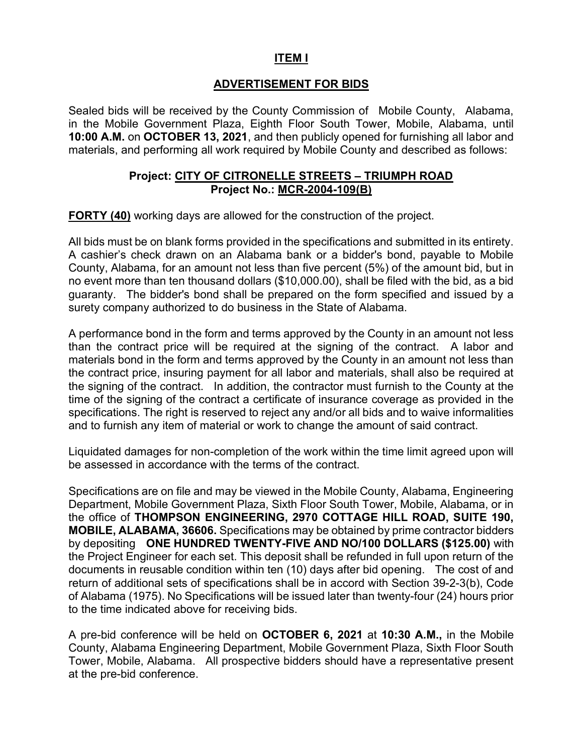# ITEM I

## ADVERTISEMENT FOR BIDS

Sealed bids will be received by the County Commission of Mobile County, Alabama, in the Mobile Government Plaza, Eighth Floor South Tower, Mobile, Alabama, until **10:00 A.M.** on **OCTOBER 13, 2021**, and then publicly opened for furnishing all labor and materials, and performing all work required by Mobile County and described as follows:

**Project: CITY OF CITRONELLE STREETS – TRIUMPH ROAD**
**Project No.: MCR-2004-109(B)**

**FORTY (40)** working days are allowed for the construction of the project.

All bids must be on blank forms provided in the specifications and submitted in its entirety. A cashier's check drawn on an Alabama bank or a bidder's bond, payable to Mobile County, Alabama, for an amount not less than five percent (5%) of the amount bid, but in no event more than ten thousand dollars ($10,000.00), shall be filed with the bid, as a bid guaranty. The bidder's bond shall be prepared on the form specified and issued by a surety company authorized to do business in the State of Alabama.

A performance bond in the form and terms approved by the County in an amount not less than the contract price will be required at the signing of the contract. A labor and materials bond in the form and terms approved by the County in an amount not less than the contract price, insuring payment for all labor and materials, shall also be required at the signing of the contract. In addition, the contractor must furnish to the County at the time of the signing of the contract a certificate of insurance coverage as provided in the specifications. The right is reserved to reject any and/or all bids and to waive informalities and to furnish any item of material or work to change the amount of said contract.

Liquidated damages for non-completion of the work within the time limit agreed upon will be assessed in accordance with the terms of the contract.

Specifications are on file and may be viewed in the Mobile County, Alabama, Engineering Department, Mobile Government Plaza, Sixth Floor South Tower, Mobile, Alabama, or in the office of **THOMPSON ENGINEERING, 2970 COTTAGE HILL ROAD, SUITE 190, MOBILE, ALABAMA, 36606.** Specifications may be obtained by prime contractor bidders by depositing **ONE HUNDRED TWENTY-FIVE AND NO/100 DOLLARS ($125.00)** with the Project Engineer for each set. This deposit shall be refunded in full upon return of the documents in reusable condition within ten (10) days after bid opening. The cost of and return of additional sets of specifications shall be in accord with Section 39-2-3(b), Code of Alabama (1975). No Specifications will be issued later than twenty-four (24) hours prior to the time indicated above for receiving bids.

A pre-bid conference will be held on **OCTOBER 6, 2021** at **10:30 A.M.,** in the Mobile County, Alabama Engineering Department, Mobile Government Plaza, Sixth Floor South Tower, Mobile, Alabama. All prospective bidders should have a representative present at the pre-bid conference.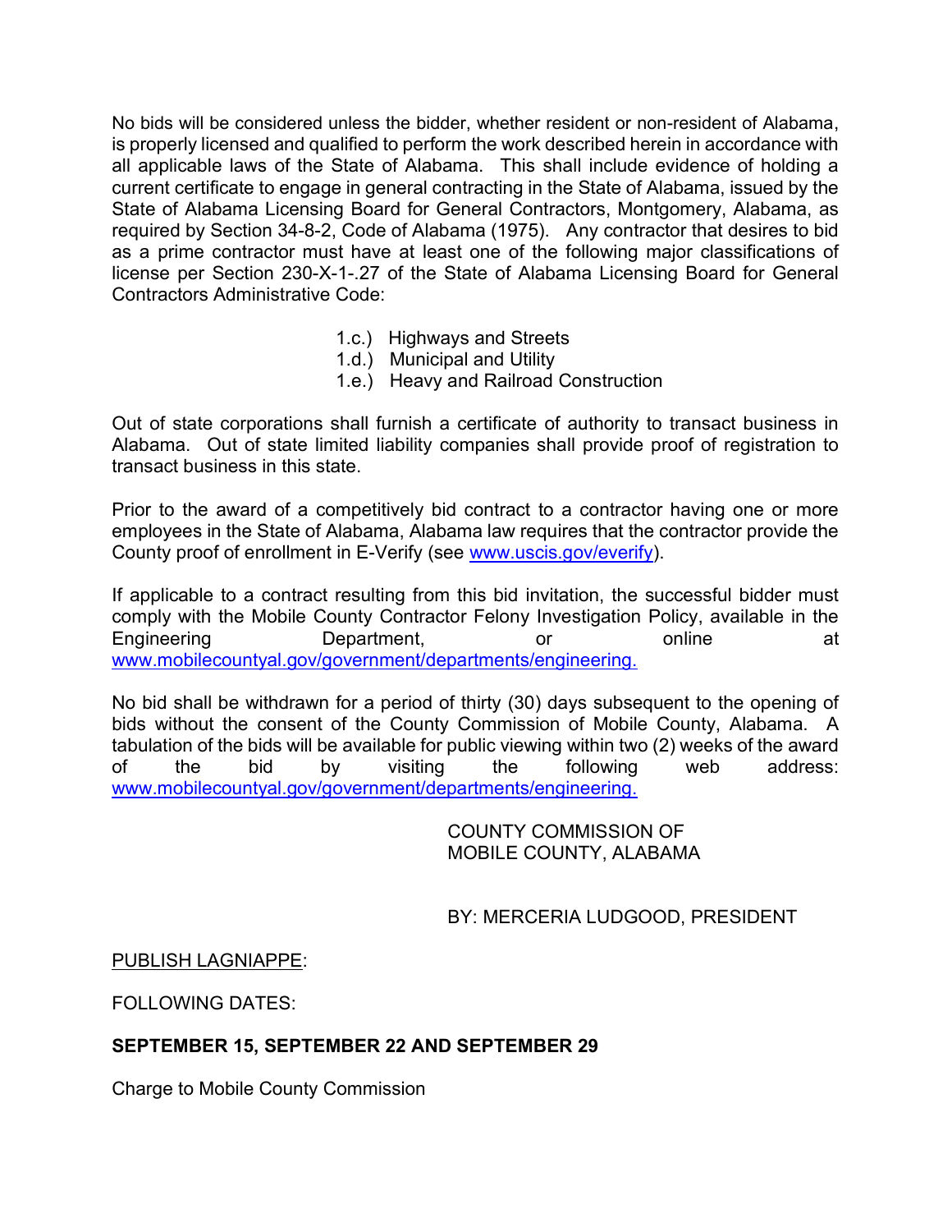No bids will be considered unless the bidder, whether resident or non-resident of Alabama, is properly licensed and qualified to perform the work described herein in accordance with all applicable laws of the State of Alabama. This shall include evidence of holding a current certificate to engage in general contracting in the State of Alabama, issued by the State of Alabama Licensing Board for General Contractors, Montgomery, Alabama, as required by Section 34-8-2, Code of Alabama (1975). Any contractor that desires to bid as a prime contractor must have at least one of the following major classifications of license per Section 230-X-1-.27 of the State of Alabama Licensing Board for General Contractors Administrative Code:

- 1.c.) Highways and Streets
- 1.d.) Municipal and Utility
- 1.e.) Heavy and Railroad Construction

Out of state corporations shall furnish a certificate of authority to transact business in Alabama. Out of state limited liability companies shall provide proof of registration to transact business in this state.

Prior to the award of a competitively bid contract to a contractor having one or more employees in the State of Alabama, Alabama law requires that the contractor provide the County proof of enrollment in E-Verify (see www.uscis.gov/everify).

If applicable to a contract resulting from this bid invitation, the successful bidder must comply with the Mobile County Contractor Felony Investigation Policy, available in the Engineering Department, or online at www.mobilecountyal.gov/government/departments/engineering.

No bid shall be withdrawn for a period of thirty (30) days subsequent to the opening of bids without the consent of the County Commission of Mobile County, Alabama. A tabulation of the bids will be available for public viewing within two (2) weeks of the award of the bid by visiting the following web address: www.mobilecountyal.gov/government/departments/engineering.

COUNTY COMMISSION OF
MOBILE COUNTY, ALABAMA

BY: MERCERIA LUDGOOD, PRESIDENT

PUBLISH LAGNIAPPE:

FOLLOWING DATES:

**SEPTEMBER 15, SEPTEMBER 22 AND SEPTEMBER 29**

Charge to Mobile County Commission